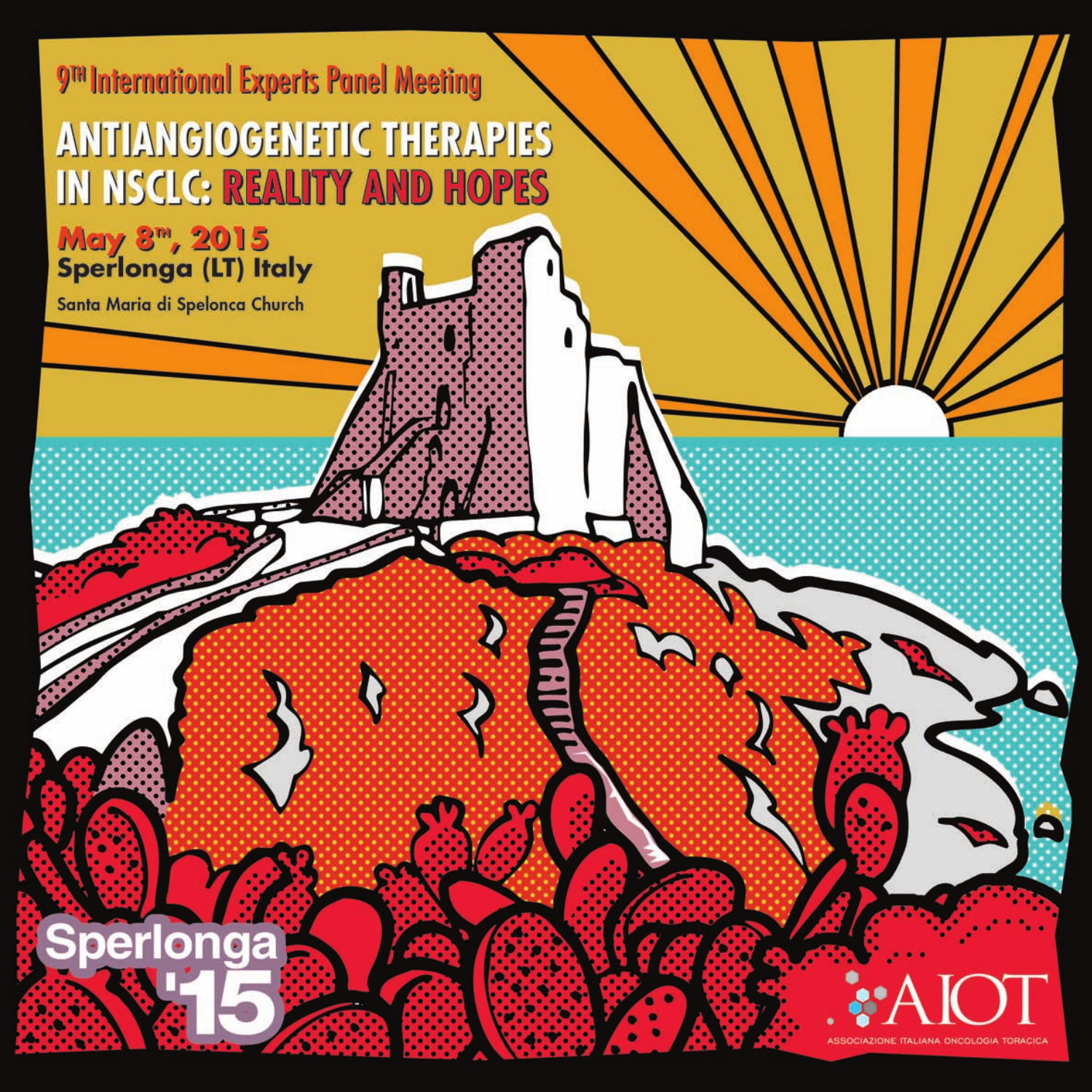9[TH] International Experts Panel Meeting

# ANTIANGIOGENETIC THERAPIES IN NSCLC: REALITY AND HOPES

**May 8[TH], 2015**
**Sperlonga (LT) Italy**

Santa Maria di Spelonca Church

Sperlonga '15

AIOT
ASSOCIAZIONE ITALIANA ONCOLOGIA TORACICA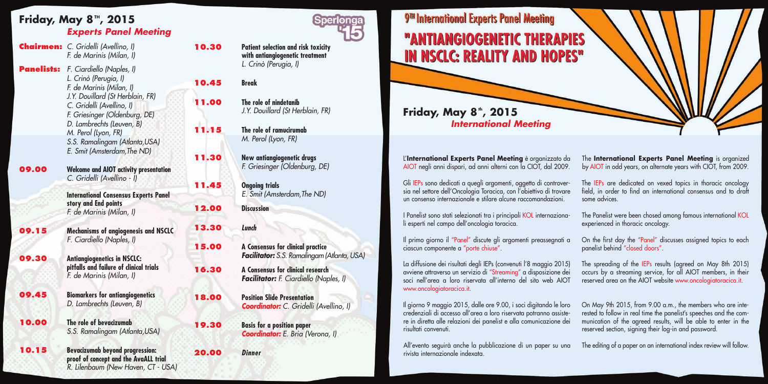## Friday, May 8th, 2015

### *Experts Panel Meeting*

Sperlonga '15

**Chairmen:** *C. Gridelli (Avellino, I)*
*F. de Marinis (Milan, I)*

**Panelists:** *F. Ciardiello (Naples, I)*
*L. Crinò (Perugia, I)*
*F. de Marinis (Milan, I)*
*J.Y. Douillard (St Herblain, FR)*
*C. Gridelli (Avellino, I)*
*F. Griesinger (Oldenburg, DE)*
*D. Lambrechts (Leuven, B)*
*M. Perol (Lyon, FR)*
*S.S. Ramalingam (Atlanta,USA)*
*E. Smit (Amsterdam,The ND)*

**09.00** **Welcome and AIOT activity presentation**
*C. Gridelli (Avellino - I)*

**International Consensus Experts Panel story and End points**
*F. de Marinis (Milan, I)*

**09.15** **Mechanisms of angiogenesis and NSCLC**
*F. Ciardiello (Naples, I)*

**09.30** **Antiangiogenetics in NSCLC: pitfalls and failure of clinical trials**
*F. de Marinis (Milan, I)*

**09.45** **Biomarkers for antiangiogenetics**
*D. Lambrechts (Leuven, B)*

**10.00** **The role of bevacizumab**
*S.S. Ramalingam (Atlanta,USA)*

**10.15** **Bevacizumab beyond progression: proof of concept and the AvaALL trial**
*R. Lilenbaum (New Haven, CT - USA)*

**10.30** **Patient selection and risk toxicity with antiangiogenetic treatment**
*L. Crinò (Perugia, I)*

**10.45** **Break**

**11.00** **The role of nindetanib**
*J.Y. Douillard (St Herblain, FR)*

**11.15** **The role of ramucirumab**
*M. Perol (Lyon, FR)*

**11.30** **New antiangiogenetic drugs**
*F. Griesinger (Oldenburg, DE)*

**11.45** **Ongoing trials**
*E. Smit (Amsterdam,The ND)*

**12.00** **Discussion**

**13.30** ***Lunch***

**15.00** **A Consensus for clinical practice**
***Facilitator:*** *S.S. Ramalingam (Atlanta, USA)*

**16.30** **A Consensus for clinical research**
***Facilitator:*** *F. Ciardiello (Naples, I)*

**18.00** **Position Slide Presentation**
***Coordinator:*** *C. Gridelli (Avellino, I)*

**19.30** **Basis for a position paper**
***Coordinator:*** *E. Bria (Verona, I)*

**20.00** ***Dinner***

# 9th International Experts Panel Meeting

# "ANTIANGIOGENETIC THERAPIES IN NSCLC: REALITY AND HOPES"

## Friday, May 8th, 2015

### *International Meeting*

L'**International Experts Panel Meeting** è organizzato da AIOT negli anni dispari, ad anni alterni con la CIOT, dal 2009.

Gli IEPs sono dedicati a quegli argomenti, oggetto di controversia nel settore dell'Oncologia Toracica, con l'obiettivo di trovare un consenso internazionale e stilare alcune raccomandazioni.

I Panelist sono stati selezionati tra i principali KOL internazionali esperti nel campo dell'oncologia toracica.

Il primo giorno il "Panel" discute gli argomenti preassegnati a ciascun componente a "porte chiuse".

La diffusione dei risultati degli IEPs (convenuti l'8 maggio 2015) avviene attraverso un servizio di "Streaming" a disposizione dei soci nell'area a loro riservata all'interno del sito web AIOT www.oncologiatoracica.it.

Il giorno 9 maggio 2015, dalle ore 9.00, i soci digitando le loro credenziali di accesso all'area a loro riservata potranno assistere in diretta alle relazioni dei panelist e alla comunicazione dei risultati convenuti.

All'evento seguirà anche la pubblicazione di un paper su una rivista internazionale indexata.

The **International Experts Panel Meeting** is organized by AIOT in odd years, on alternate years with CIOT, from 2009.

The IEPs are dedicated on vexed topics in thoracic oncology field, in order to find an international consensus and to draft some advices.

The Panelist were been chosed among famous international KOL experienced in thoracic oncology.

On the first day the "Panel" discusses assigned topics to each panelist behind "closed doors".

The spreading of the IEPs results (agreed on May 8th 2015) occurs by a streaming service, for all AIOT members, in their reserved area on the AIOT website www.oncologiatoracica.it.

On May 9th 2015, from 9.00 a.m., the members who are interested to follow in real time the panelist's speeches and the communication of the agreed results, will be able to enter in the reserved section, signing their log-in and password.

The editing of a paper on an international index review will follow.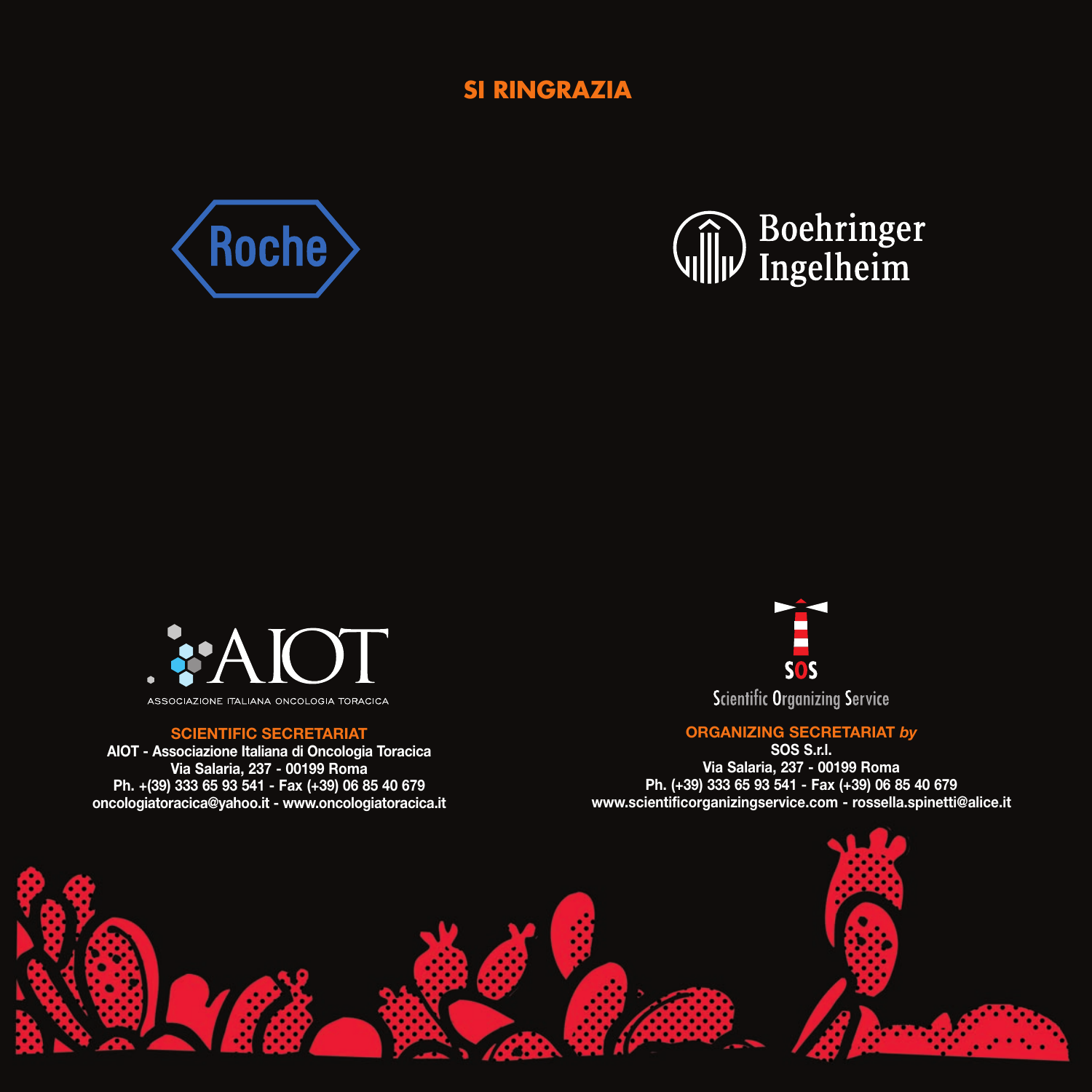## SI RINGRAZIA

Roche

Boehringer Ingelheim

AIOT
ASSOCIAZIONE ITALIANA ONCOLOGIA TORACICA

**SCIENTIFIC SECRETARIAT**
**AIOT - Associazione Italiana di Oncologia Toracica**
**Via Salaria, 237 - 00199 Roma**
**Ph. +(39) 333 65 93 541 - Fax (+39) 06 85 40 679**
**oncologiatoracica@yahoo.it - www.oncologiatoracica.it**

SOS
Scientific Organizing Service

**ORGANIZING SECRETARIAT *by***
**SOS S.r.l.**
**Via Salaria, 237 - 00199 Roma**
**Ph. (+39) 333 65 93 541 - Fax (+39) 06 85 40 679**
**www.scientificorganizingservice.com - rossella.spinetti@alice.it**